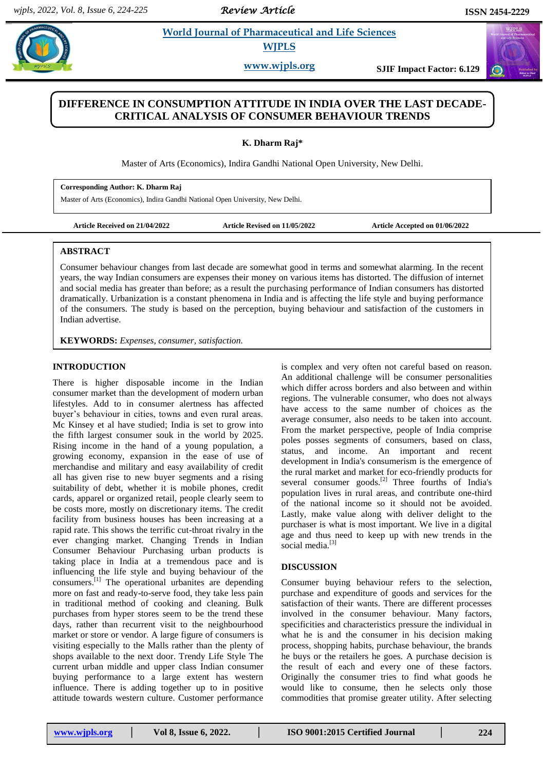# DIFFERENCE IN CONSUMPTION ATTITUDE IN INDIA OVER THE LAST DECADE-CRITICAL ANALYSIS OF CONSUMER BEHAVIOUR TRENDS

**K. Dharm Raj***

Master of Arts (Economics), Indira Gandhi National Open University, New Delhi.

**Corresponding Author: K. Dharm Raj**
Master of Arts (Economics), Indira Gandhi National Open University, New Delhi.

**Article Received on 21/04/2022** **Article Revised on 11/05/2022** **Article Accepted on 01/06/2022**

## ABSTRACT

Consumer behaviour changes from last decade are somewhat good in terms and somewhat alarming. In the recent years, the way Indian consumers are expenses their money on various items has distorted. The diffusion of internet and social media has greater than before; as a result the purchasing performance of Indian consumers has distorted dramatically. Urbanization is a constant phenomena in India and is affecting the life style and buying performance of the consumers. The study is based on the perception, buying behaviour and satisfaction of the customers in Indian advertise.

**KEYWORDS:** *Expenses, consumer, satisfaction.*

## INTRODUCTION

There is higher disposable income in the Indian consumer market than the development of modern urban lifestyles. Add to in consumer alertness has affected buyer's behaviour in cities, towns and even rural areas. Mc Kinsey et al have studied; India is set to grow into the fifth largest consumer souk in the world by 2025. Rising income in the hand of a young population, a growing economy, expansion in the ease of use of merchandise and military and easy availability of credit all has given rise to new buyer segments and a rising suitability of debt, whether it is mobile phones, credit cards, apparel or organized retail, people clearly seem to be costs more, mostly on discretionary items. The credit facility from business houses has been increasing at a rapid rate. This shows the terrific cut-throat rivalry in the ever changing market. Changing Trends in Indian Consumer Behaviour Purchasing urban products is taking place in India at a tremendous pace and is influencing the life style and buying behaviour of the consumers.[1] The operational urbanites are depending more on fast and ready-to-serve food, they take less pain in traditional method of cooking and cleaning. Bulk purchases from hyper stores seem to be the trend these days, rather than recurrent visit to the neighbourhood market or store or vendor. A large figure of consumers is visiting especially to the Malls rather than the plenty of shops available to the next door. Trendy Life Style The current urban middle and upper class Indian consumer buying performance to a large extent has western influence. There is adding together up to in positive attitude towards western culture. Customer performance is complex and very often not careful based on reason. An additional challenge will be consumer personalities which differ across borders and also between and within regions. The vulnerable consumer, who does not always have access to the same number of choices as the average consumer, also needs to be taken into account. From the market perspective, people of India comprise poles posses segments of consumers, based on class, status, and income. An important and recent development in India's consumerism is the emergence of the rural market and market for eco-friendly products for several consumer goods.[2] Three fourths of India's population lives in rural areas, and contribute one-third of the national income so it should not be avoided. Lastly, make value along with deliver delight to the purchaser is what is most important. We live in a digital age and thus need to keep up with new trends in the social media.[3]

## DISCUSSION

Consumer buying behaviour refers to the selection, purchase and expenditure of goods and services for the satisfaction of their wants. There are different processes involved in the consumer behaviour. Many factors, specificities and characteristics pressure the individual in what he is and the consumer in his decision making process, shopping habits, purchase behaviour, the brands he buys or the retailers he goes. A purchase decision is the result of each and every one of these factors. Originally the consumer tries to find what goods he would like to consume, then he selects only those commodities that promise greater utility. After selecting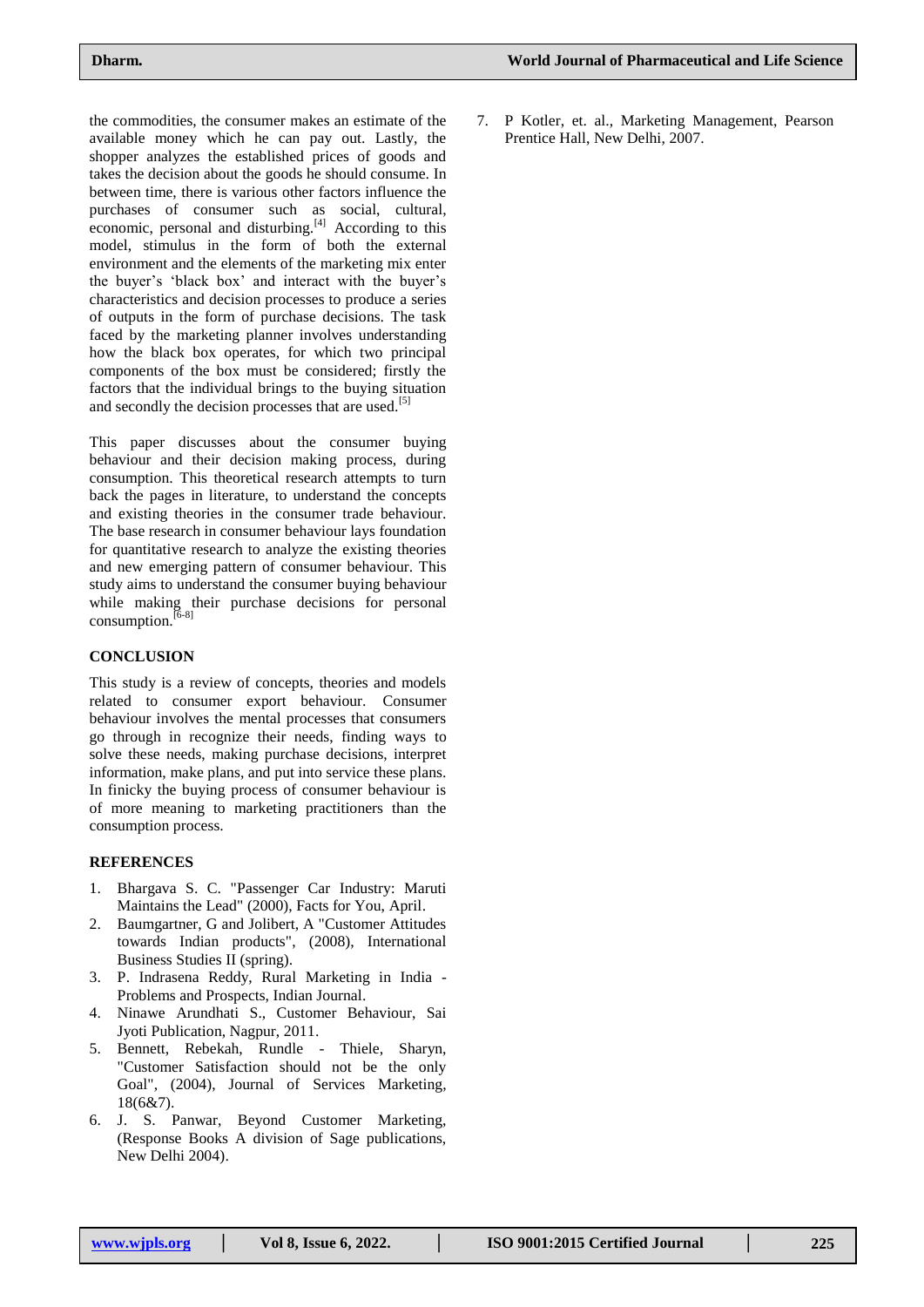the commodities, the consumer makes an estimate of the available money which he can pay out. Lastly, the shopper analyzes the established prices of goods and takes the decision about the goods he should consume. In between time, there is various other factors influence the purchases of consumer such as social, cultural, economic, personal and disturbing.[4] According to this model, stimulus in the form of both the external environment and the elements of the marketing mix enter the buyer's 'black box' and interact with the buyer's characteristics and decision processes to produce a series of outputs in the form of purchase decisions. The task faced by the marketing planner involves understanding how the black box operates, for which two principal components of the box must be considered; firstly the factors that the individual brings to the buying situation and secondly the decision processes that are used.[5]

This paper discusses about the consumer buying behaviour and their decision making process, during consumption. This theoretical research attempts to turn back the pages in literature, to understand the concepts and existing theories in the consumer trade behaviour. The base research in consumer behaviour lays foundation for quantitative research to analyze the existing theories and new emerging pattern of consumer behaviour. This study aims to understand the consumer buying behaviour while making their purchase decisions for personal consumption.[6-8]

## CONCLUSION

This study is a review of concepts, theories and models related to consumer export behaviour. Consumer behaviour involves the mental processes that consumers go through in recognize their needs, finding ways to solve these needs, making purchase decisions, interpret information, make plans, and put into service these plans. In finicky the buying process of consumer behaviour is of more meaning to marketing practitioners than the consumption process.

## REFERENCES

1. Bhargava S. C. "Passenger Car Industry: Maruti Maintains the Lead" (2000), Facts for You, April.
2. Baumgartner, G and Jolibert, A "Customer Attitudes towards Indian products", (2008), International Business Studies II (spring).
3. P. Indrasena Reddy, Rural Marketing in India - Problems and Prospects, Indian Journal.
4. Ninawe Arundhati S., Customer Behaviour, Sai Jyoti Publication, Nagpur, 2011.
5. Bennett, Rebekah, Rundle - Thiele, Sharyn, "Customer Satisfaction should not be the only Goal", (2004), Journal of Services Marketing, 18(6&7).
6. J. S. Panwar, Beyond Customer Marketing, (Response Books A division of Sage publications, New Delhi 2004).
7. P Kotler, et. al., Marketing Management, Pearson Prentice Hall, New Delhi, 2007.